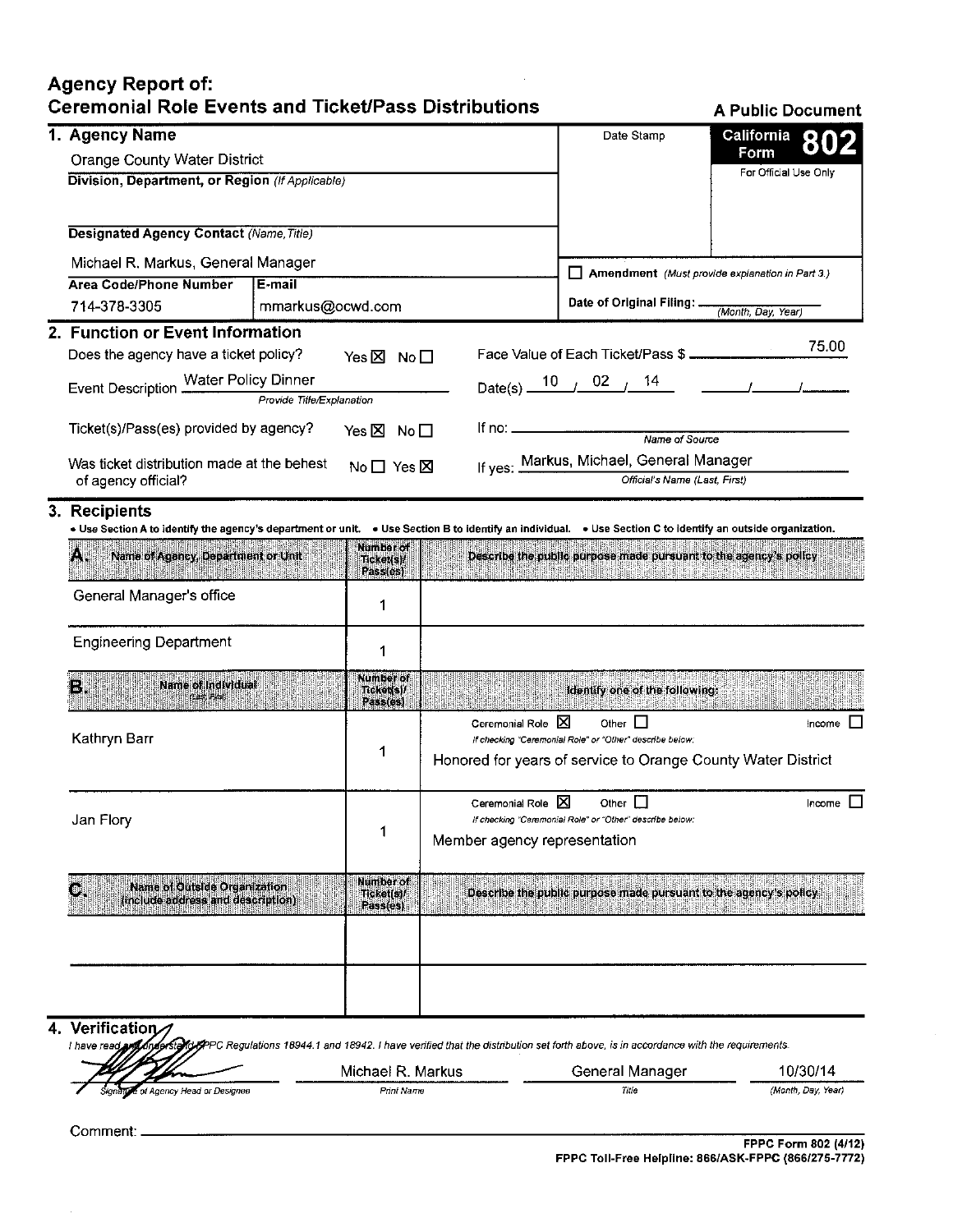# Agency Report of: Ceremonial Role Events and Ticket/Pass Distributions

**A Public Document**

**California Form 802**

For Official Use Only

Date Stamp

## 1. Agency Name

Orange County Water District

**Division, Department, or Region** *(If Applicable)*

**Designated Agency Contact** *(Name, Title)*

Michael R. Markus, General Manager

| Area Code/Phone Number | E-mail |
|---|---|
| 714-378-3305 | mmarkus@ocwd.com |

☐ **Amendment** *(Must provide explanation in Part 3.)*

**Date of Original Filing:** ____________ *(Month, Day, Year)*

## 2. Function or Event Information

Does the agency have a ticket policy? Yes ☒ No ☐

Face Value of Each Ticket/Pass $ 75.00

Event Description: Water Policy Dinner *(Provide Title/Explanation)*

Date(s) 10 / 02 / 14

Ticket(s)/Pass(es) provided by agency? Yes ☒ No ☐

If no: ____________ *(Name of Source)*

Was ticket distribution made at the behest of agency official? No ☐ Yes ☒

If yes: Markus, Michael, General Manager *(Official's Name (Last, First))*

## 3. Recipients

• Use Section A to identify the agency's department or unit. • Use Section B to identify an individual. • Use Section C to identify an outside organization.

| A. Name of Agency, Department or Unit | Number of Ticket(s)/ Pass(es) | Describe the public purpose made pursuant to the agency's policy |
|---|---|---|
| General Manager's office | 1 | |
| Engineering Department | 1 | |

| B. Name of Individual (Last, First) | Number of Ticket(s)/ Pass(es) | Identify one of the following: |
|---|---|---|
| Kathryn Barr | 1 | Ceremonial Role ☒ Other ☐ Income ☐ — If checking "Ceremonial Role" or "Other" describe below: Honored for years of service to Orange County Water District |
| Jan Flory | 1 | Ceremonial Role ☒ Other ☐ Income ☐ — If checking "Ceremonial Role" or "Other" describe below: Member agency representation |

| C. Name of Outside Organization (Include address and description) | Number of Ticket(s)/ Pass(es) | Describe the public purpose made pursuant to the agency's policy |
|---|---|---|
| | | |
| | | |

## 4. Verification

*I have read and understand FPPC Regulations 18944.1 and 18942. I have verified that the distribution set forth above, is in accordance with the requirements.*

| [Signature] | Michael R. Markus | General Manager | 10/30/14 |
|---|---|---|---|
| *Signature of Agency Head or Designee* | *Print Name* | *Title* | *(Month, Day, Year)* |

Comment: ____________

**FPPC Form 802 (4/12)**
**FPPC Toll-Free Helpline: 866/ASK-FPPC (866/275-7772)**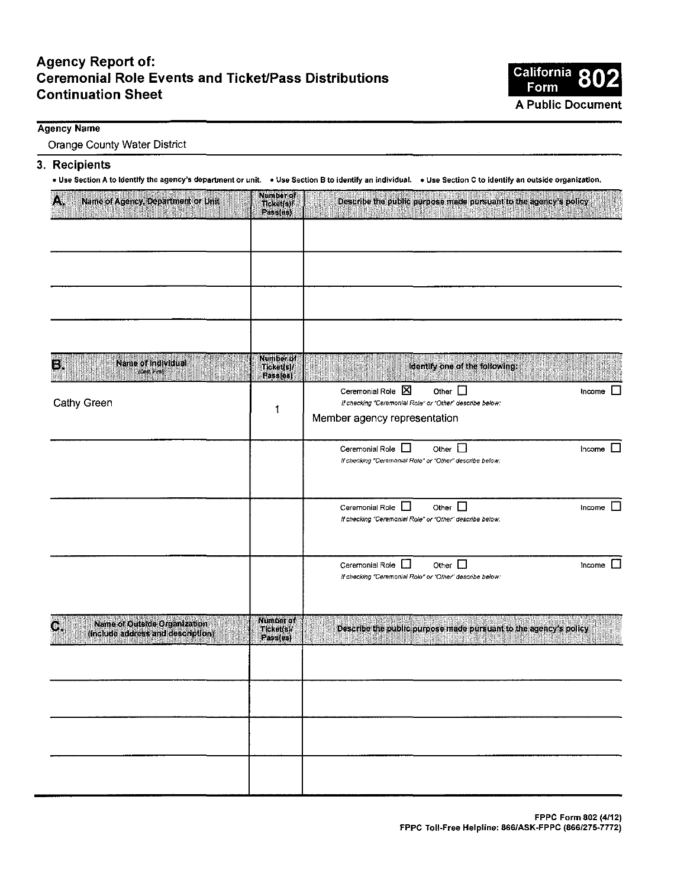# Agency Report of: Ceremonial Role Events and Ticket/Pass Distributions Continuation Sheet

**California Form 802**
**A Public Document**

**Agency Name**

Orange County Water District

## 3. Recipients

• Use Section A to identify the agency's department or unit. • Use Section B to identify an individual. • Use Section C to identify an outside organization.

| A. Name of Agency, Department or Unit | Number of Ticket(s)/ Pass(es) | Describe the public purpose made pursuant to the agency's policy |
|---|---|---|
| | | |
| | | |
| | | |
| | | |

| B. Name of Individual (Last, First) | Number of Ticket(s)/ Pass(es) | Identify one of the following: |
|---|---|---|
| Cathy Green | 1 | Ceremonial Role ☒ Other ☐ Income ☐ *If checking "Ceremonial Role" or "Other" describe below:* Member agency representation |
| | | Ceremonial Role ☐ Other ☐ Income ☐ *If checking "Ceremonial Role" or "Other" describe below:* |
| | | Ceremonial Role ☐ Other ☐ Income ☐ *If checking "Ceremonial Role" or "Other" describe below:* |
| | | Ceremonial Role ☐ Other ☐ Income ☐ *If checking "Ceremonial Role" or "Other" describe below:* |

| C. Name of Outside Organization (include address and description) | Number of Ticket(s)/ Pass(es) | Describe the public purpose made pursuant to the agency's policy |
|---|---|---|
| | | |
| | | |
| | | |
| | | |

FPPC Form 802 (4/12)
FPPC Toll-Free Helpline: 866/ASK-FPPC (866/275-7772)